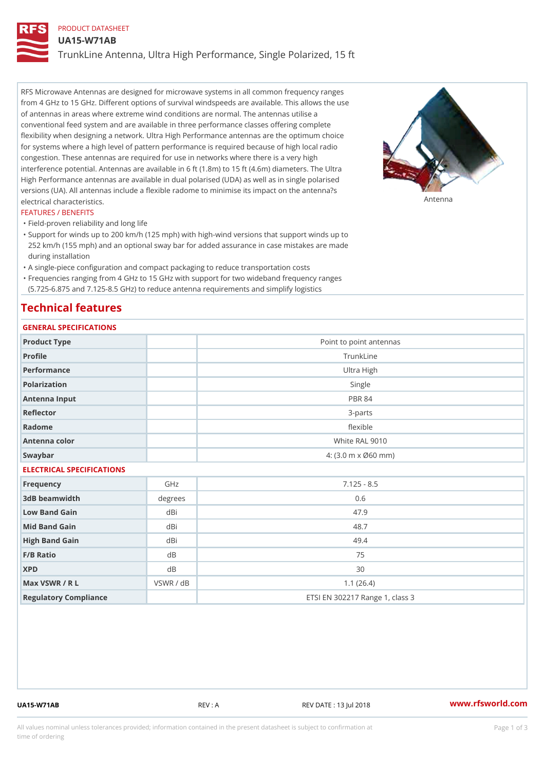PRODUCT DATASHEET

# UA15-W71AB

## TrunkLine Antenna, Ultra High Performance, Single Polarized, 15 ft

RFS Microwave Antennas are designed for microwave systems in all common frequency ranges from 4 GHz to 15 GHz. Different options of survival windspeeds are available. This allows the use of antennas in areas where extreme wind conditions are normal. The antennas utilise a conventional feed system and are available in three performance classes offering complete flexibility when designing a network. Ultra High Performance antennas are the optimum choice for systems where a high level of pattern performance is required because of high local radio congestion. These antennas are required for use in networks where there is a very high interference potential. Antennas are available in 6 ft (1.8m) to 15 ft (4.6m) diameters. The Ultra High Performance antennas are available in dual polarised (UDA) as well as in single polarised versions (UA). All antennas include a flexible radome to minimise its impact on the antenna?s electrical characteristics.

Antenna

FEATURES / BENEFITS

- Field-proven reliability and long life
- Support for winds up to 200 km/h (125 mph) with high-wind versions that support winds up to 252 km/h (155 mph) and an optional sway bar for added assurance in case mistakes are made during installation
- A single-piece configuration and compact packaging to reduce transportation costs
- Frequencies ranging from 4 GHz to 15 GHz with support for two wideband frequency ranges (5.725-6.875 and 7.125-8.5 GHz) to reduce antenna requirements and simplify logistics

# Technical features

### GENERAL SPECIFICATIONS

| | | |
|---|---|---|
| Product Type | | Point to point antennas |
| Profile | | TrunkLine |
| Performance | | Ultra High |
| Polarization | | Single |
| Antenna Input | | PBR 84 |
| Reflector | | 3-parts |
| Radome | | flexible |
| Antenna color | | White RAL 9010 |
| Swaybar | | 4: (3.0 m x Ø60 mm) |

### ELECTRICAL SPECIFICATIONS

| | | |
|---|---|---|
| Frequency | GHz | 7.125 - 8.5 |
| 3dB beamwidth | degrees | 0.6 |
| Low Band Gain | dBi | 47.9 |
| Mid Band Gain | dBi | 48.7 |
| High Band Gain | dBi | 49.4 |
| F/B Ratio | dB | 75 |
| XPD | dB | 30 |
| Max VSWR / R L | VSWR / dB | 1.1 (26.4) |
| Regulatory Compliance | | ETSI EN 302217 Range 1, class 3 |

UA15-W71AB REV : A REV DATE : 13 Jul 2018 www.rfsworld.com

All values nominal unless tolerances provided; information contained in the present datasheet is subject to confirmation at time of ordering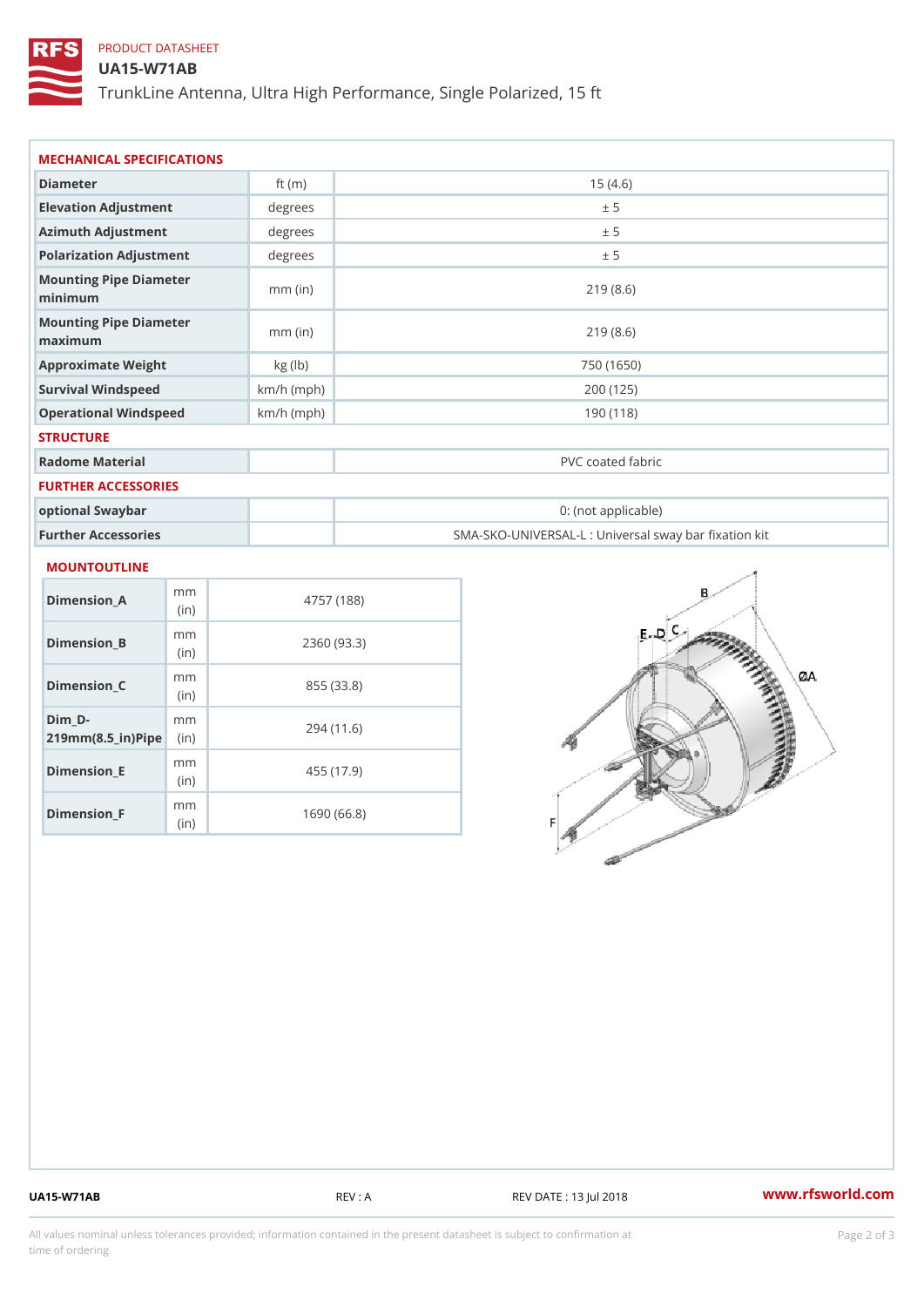PRODUCT DATASHEET

# UA15-W71AB

TrunkLine Antenna, Ultra High Performance, Single Polarized, 15 ft

## MECHANICAL SPECIFICATIONS

| Diameter | ft (m) | 15 (4.6) |
|---|---|---|
| Elevation Adjustment | degrees | ± 5 |
| Azimuth Adjustment | degrees | ± 5 |
| Polarization Adjustment | degrees | ± 5 |
| Mounting Pipe Diameter minimum | mm (in) | 219 (8.6) |
| Mounting Pipe Diameter maximum | mm (in) | 219 (8.6) |
| Approximate Weight | kg (lb) | 750 (1650) |
| Survival Windspeed | km/h (mph) | 200 (125) |
| Operational Windspeed | km/h (mph) | 190 (118) |

## STRUCTURE

| Radome Material | | PVC coated fabric |
|---|---|---|

## FURTHER ACCESSORIES

| optional Swaybar | | 0: (not applicable) |
|---|---|---|
| Further Accessories | | SMA-SKO-UNIVERSAL-L : Universal sway bar fixation kit |

## MOUNTOUTLINE

| Dimension_A | mm (in) | 4757 (188) |
|---|---|---|
| Dimension_B | mm (in) | 2360 (93.3) |
| Dimension_C | mm (in) | 855 (33.8) |
| Dim_D-219mm(8.5_in)Pipe | mm (in) | 294 (11.6) |
| Dimension_E | mm (in) | 455 (17.9) |
| Dimension_F | mm (in) | 1690 (66.8) |

UA15-W71AB REV : A REV DATE : 13 Jul 2018 www.rfsworld.com

All values nominal unless tolerances provided; information contained in the present datasheet is subject to confirmation at time of ordering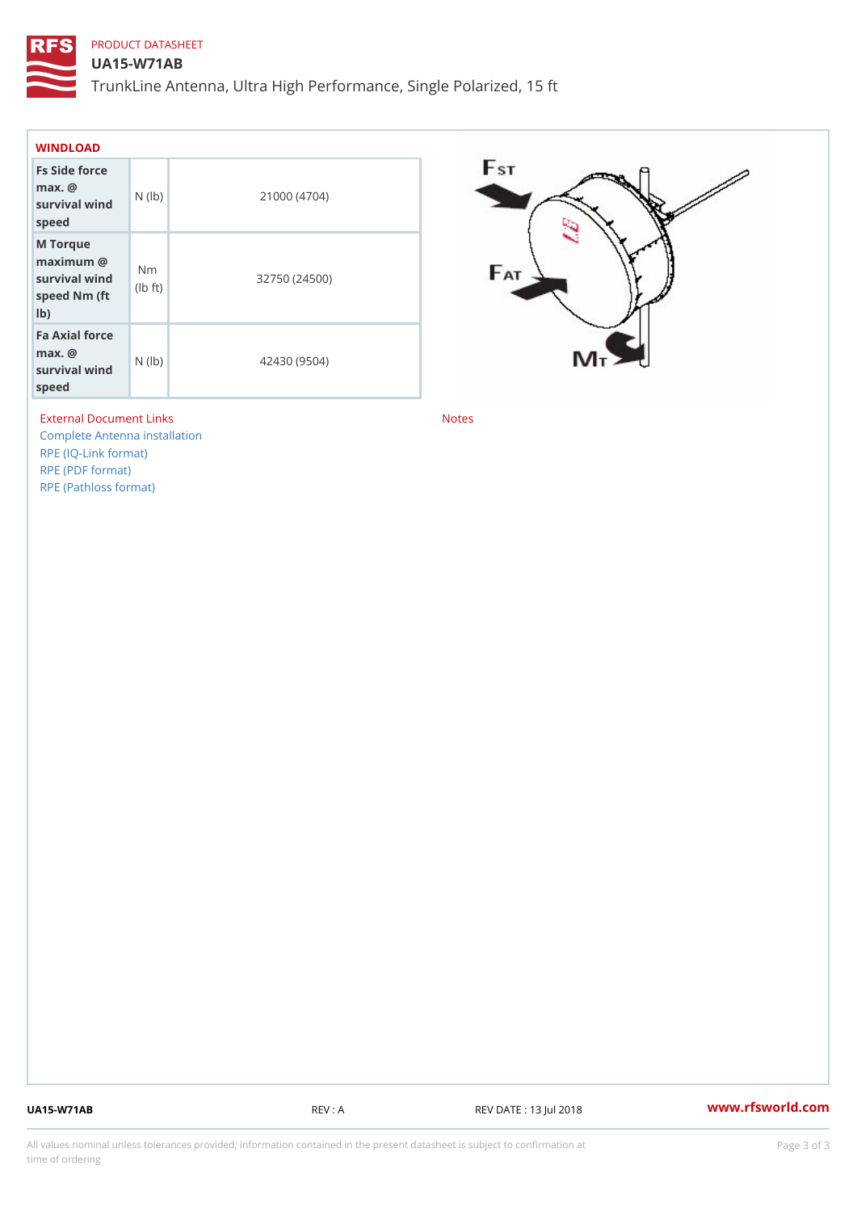PRODUCT DATASHEET

# UA15-W71AB

TrunkLine Antenna, Ultra High Performance, Single Polarized, 15 ft

## WINDLOAD

| | | |
|---|---|---|
| Fs Side force max. @ survival wind speed | N (lb) | 21000 (4704) |
| M Torque maximum @ survival wind speed Nm (ft lb) | Nm (lb ft) | 32750 (24500) |
| Fa Axial force max. @ survival wind speed | N (lb) | 42430 (9504) |

FST

FAT

MT

External Document Links

Complete Antenna installation

RPE (IQ-Link format)

RPE (PDF format)

RPE (Pathloss format)

Notes

UA15-W71AB REV : A REV DATE : 13 Jul 2018 www.rfsworld.com

All values nominal unless tolerances provided; information contained in the present datasheet is subject to confirmation at time of ordering